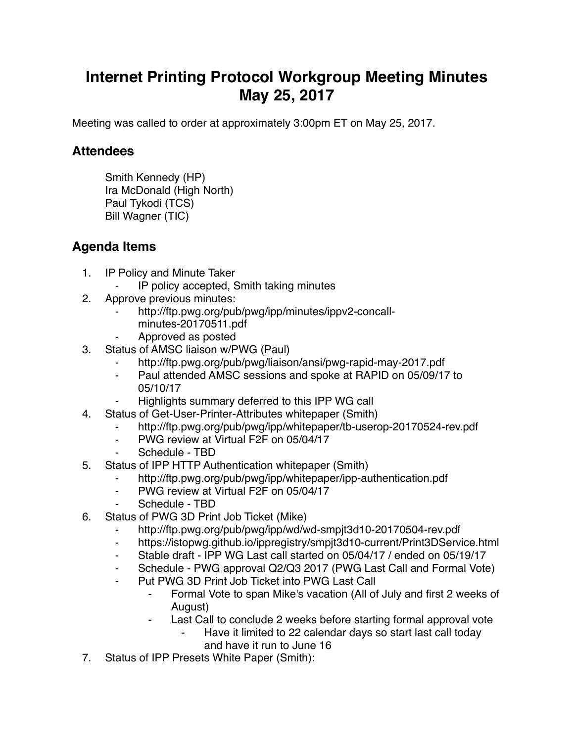# Internet Printing Protocol Workgroup Meeting Minutes May 25, 2017

Meeting was called to order at approximately 3:00pm ET on May 25, 2017.

## Attendees

Smith Kennedy (HP)
Ira McDonald (High North)
Paul Tykodi (TCS)
Bill Wagner (TIC)

## Agenda Items

1. IP Policy and Minute Taker
    - IP policy accepted, Smith taking minutes
2. Approve previous minutes:
    - http://ftp.pwg.org/pub/pwg/ipp/minutes/ippv2-concall-minutes-20170511.pdf
    - Approved as posted
3. Status of AMSC liaison w/PWG (Paul)
    - http://ftp.pwg.org/pub/pwg/liaison/ansi/pwg-rapid-may-2017.pdf
    - Paul attended AMSC sessions and spoke at RAPID on 05/09/17 to 05/10/17
    - Highlights summary deferred to this IPP WG call
4. Status of Get-User-Printer-Attributes whitepaper (Smith)
    - http://ftp.pwg.org/pub/pwg/ipp/whitepaper/tb-userop-20170524-rev.pdf
    - PWG review at Virtual F2F on 05/04/17
    - Schedule - TBD
5. Status of IPP HTTP Authentication whitepaper (Smith)
    - http://ftp.pwg.org/pub/pwg/ipp/whitepaper/ipp-authentication.pdf
    - PWG review at Virtual F2F on 05/04/17
    - Schedule - TBD
6. Status of PWG 3D Print Job Ticket (Mike)
    - http://ftp.pwg.org/pub/pwg/ipp/wd/wd-smpjt3d10-20170504-rev.pdf
    - https://istopwg.github.io/ippregistry/smpjt3d10-current/Print3DService.html
    - Stable draft - IPP WG Last call started on 05/04/17 / ended on 05/19/17
    - Schedule - PWG approval Q2/Q3 2017 (PWG Last Call and Formal Vote)
    - Put PWG 3D Print Job Ticket into PWG Last Call
        - Formal Vote to span Mike's vacation (All of July and first 2 weeks of August)
        - Last Call to conclude 2 weeks before starting formal approval vote
            - Have it limited to 22 calendar days so start last call today and have it run to June 16
7. Status of IPP Presets White Paper (Smith):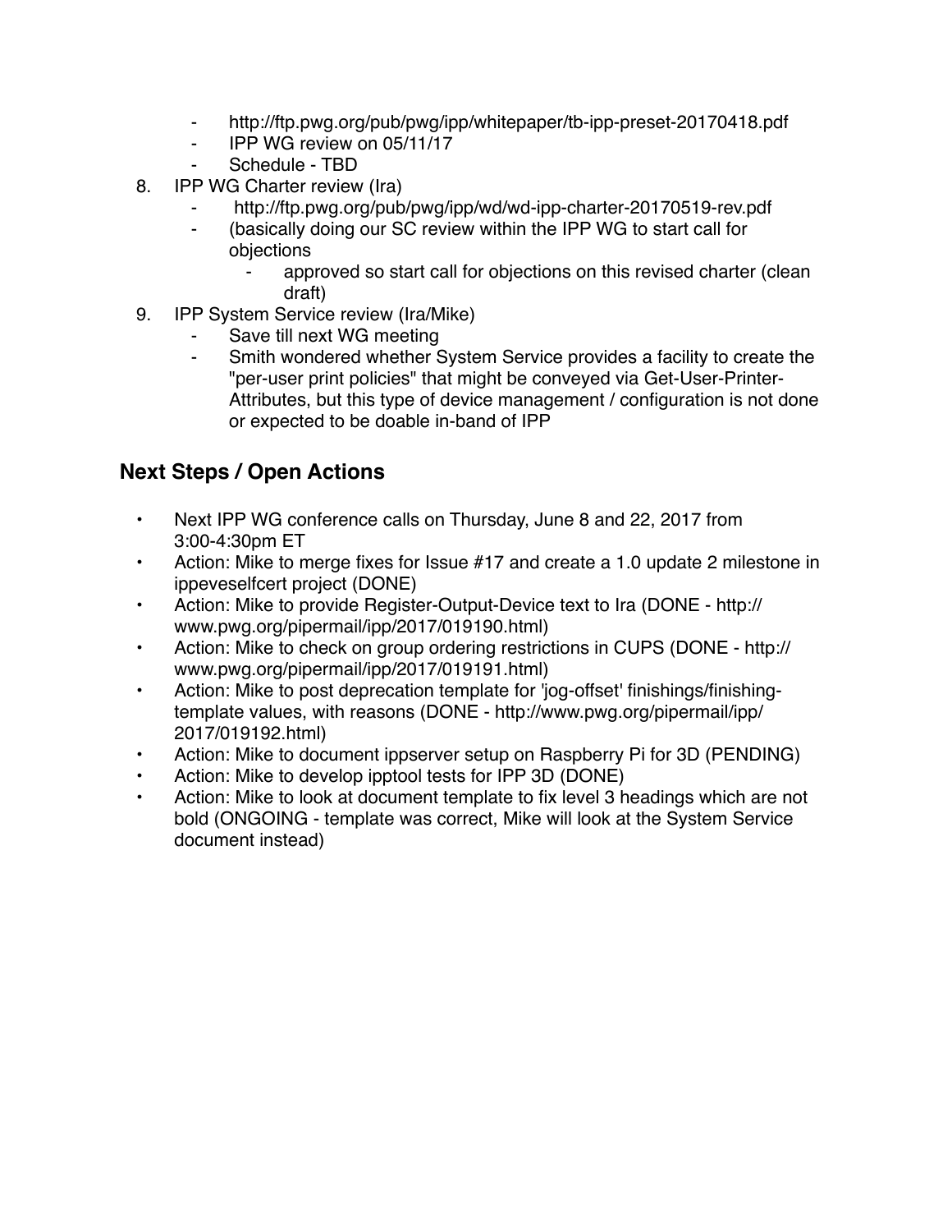- http://ftp.pwg.org/pub/pwg/ipp/whitepaper/tb-ipp-preset-20170418.pdf
    - IPP WG review on 05/11/17
    - Schedule - TBD
8. IPP WG Charter review (Ira)
    - http://ftp.pwg.org/pub/pwg/ipp/wd/wd-ipp-charter-20170519-rev.pdf
    - (basically doing our SC review within the IPP WG to start call for objections
        - approved so start call for objections on this revised charter (clean draft)
9. IPP System Service review (Ira/Mike)
    - Save till next WG meeting
    - Smith wondered whether System Service provides a facility to create the "per-user print policies" that might be conveyed via Get-User-Printer-Attributes, but this type of device management / configuration is not done or expected to be doable in-band of IPP

## Next Steps / Open Actions

- Next IPP WG conference calls on Thursday, June 8 and 22, 2017 from 3:00-4:30pm ET
- Action: Mike to merge fixes for Issue #17 and create a 1.0 update 2 milestone in ippeveselfcert project (DONE)
- Action: Mike to provide Register-Output-Device text to Ira (DONE - http://www.pwg.org/pipermail/ipp/2017/019190.html)
- Action: Mike to check on group ordering restrictions in CUPS (DONE - http://www.pwg.org/pipermail/ipp/2017/019191.html)
- Action: Mike to post deprecation template for 'jog-offset' finishings/finishing-template values, with reasons (DONE - http://www.pwg.org/pipermail/ipp/2017/019192.html)
- Action: Mike to document ippserver setup on Raspberry Pi for 3D (PENDING)
- Action: Mike to develop ipptool tests for IPP 3D (DONE)
- Action: Mike to look at document template to fix level 3 headings which are not bold (ONGOING - template was correct, Mike will look at the System Service document instead)